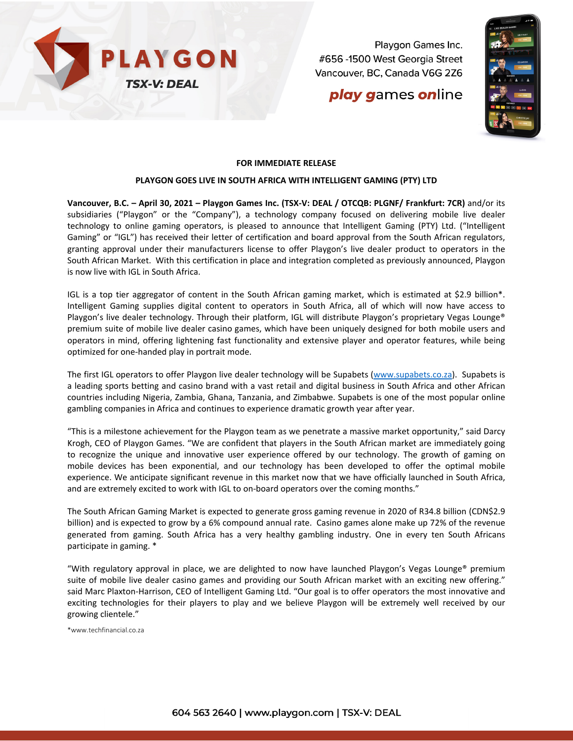PLAYGON

TSX-V: DEAL

Playgon Games Inc.
#656 -1500 West Georgia Street
Vancouver, BC, Canada V6G 2Z6

*play games online*

**FOR IMMEDIATE RELEASE**

**PLAYGON GOES LIVE IN SOUTH AFRICA WITH INTELLIGENT GAMING (PTY) LTD**

**Vancouver, B.C. – April 30, 2021 – Playgon Games Inc. (TSX-V: DEAL / OTCQB: PLGNF/ Frankfurt: 7CR)** and/or its subsidiaries ("Playgon" or the "Company"), a technology company focused on delivering mobile live dealer technology to online gaming operators, is pleased to announce that Intelligent Gaming (PTY) Ltd. ("Intelligent Gaming" or "IGL") has received their letter of certification and board approval from the South African regulators, granting approval under their manufacturers license to offer Playgon's live dealer product to operators in the South African Market. With this certification in place and integration completed as previously announced, Playgon is now live with IGL in South Africa.

IGL is a top tier aggregator of content in the South African gaming market, which is estimated at $2.9 billion*. Intelligent Gaming supplies digital content to operators in South Africa, all of which will now have access to Playgon's live dealer technology. Through their platform, IGL will distribute Playgon's proprietary Vegas Lounge® premium suite of mobile live dealer casino games, which have been uniquely designed for both mobile users and operators in mind, offering lightening fast functionality and extensive player and operator features, while being optimized for one-handed play in portrait mode.

The first IGL operators to offer Playgon live dealer technology will be Supabets (www.supabets.co.za). Supabets is a leading sports betting and casino brand with a vast retail and digital business in South Africa and other African countries including Nigeria, Zambia, Ghana, Tanzania, and Zimbabwe. Supabets is one of the most popular online gambling companies in Africa and continues to experience dramatic growth year after year.

"This is a milestone achievement for the Playgon team as we penetrate a massive market opportunity," said Darcy Krogh, CEO of Playgon Games. "We are confident that players in the South African market are immediately going to recognize the unique and innovative user experience offered by our technology. The growth of gaming on mobile devices has been exponential, and our technology has been developed to offer the optimal mobile experience. We anticipate significant revenue in this market now that we have officially launched in South Africa, and are extremely excited to work with IGL to on-board operators over the coming months."

The South African Gaming Market is expected to generate gross gaming revenue in 2020 of R34.8 billion (CDN$2.9 billion) and is expected to grow by a 6% compound annual rate. Casino games alone make up 72% of the revenue generated from gaming. South Africa has a very healthy gambling industry. One in every ten South Africans participate in gaming. *

"With regulatory approval in place, we are delighted to now have launched Playgon's Vegas Lounge® premium suite of mobile live dealer casino games and providing our South African market with an exciting new offering." said Marc Plaxton-Harrison, CEO of Intelligent Gaming Ltd. "Our goal is to offer operators the most innovative and exciting technologies for their players to play and we believe Playgon will be extremely well received by our growing clientele."

*www.techfinancial.co.za

604 563 2640 | www.playgon.com | TSX-V: DEAL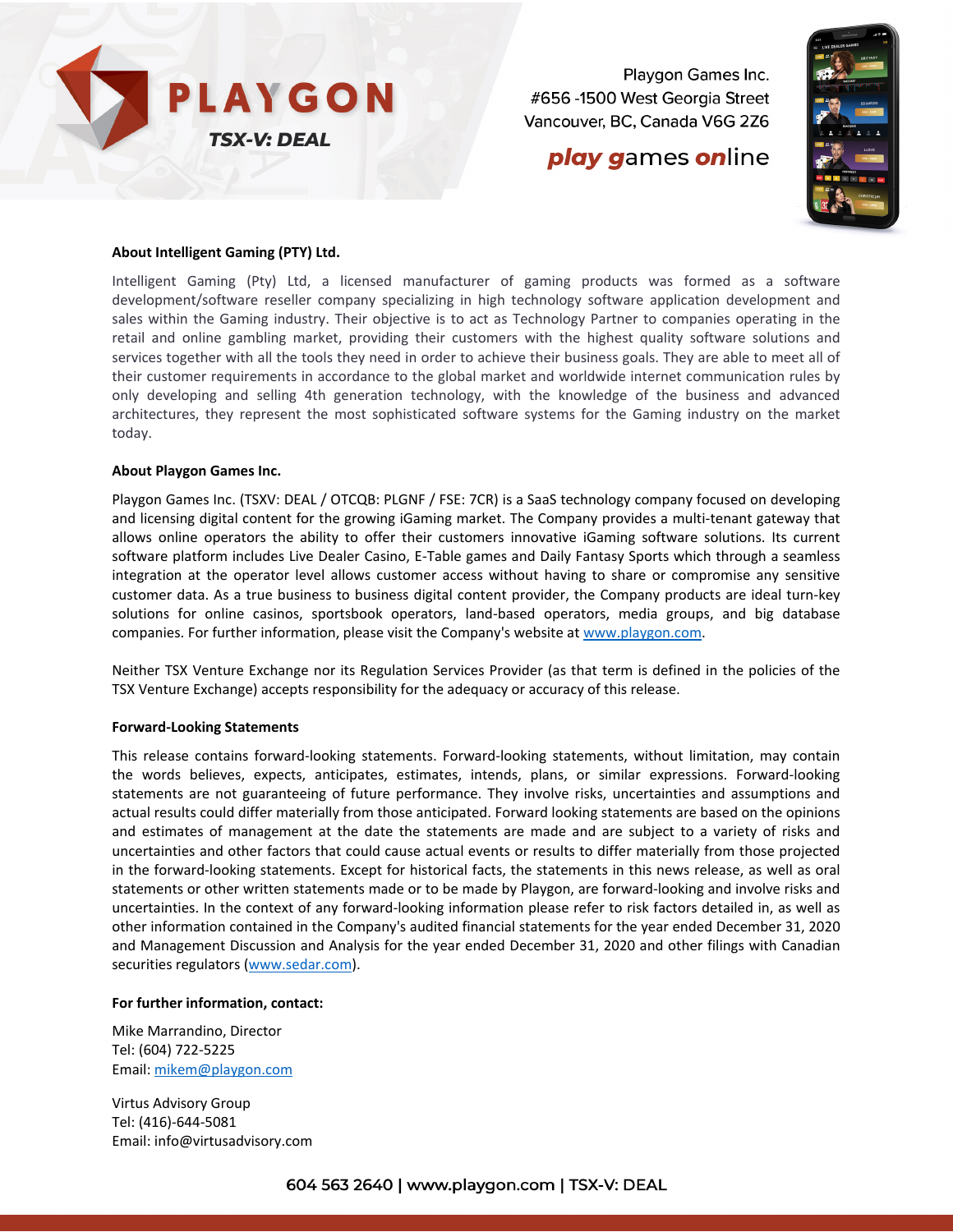**About Intelligent Gaming (PTY) Ltd.**

Intelligent Gaming (Pty) Ltd, a licensed manufacturer of gaming products was formed as a software development/software reseller company specializing in high technology software application development and sales within the Gaming industry. Their objective is to act as Technology Partner to companies operating in the retail and online gambling market, providing their customers with the highest quality software solutions and services together with all the tools they need in order to achieve their business goals. They are able to meet all of their customer requirements in accordance to the global market and worldwide internet communication rules by only developing and selling 4th generation technology, with the knowledge of the business and advanced architectures, they represent the most sophisticated software systems for the Gaming industry on the market today.

**About Playgon Games Inc.**

Playgon Games Inc. (TSXV: DEAL / OTCQB: PLGNF / FSE: 7CR) is a SaaS technology company focused on developing and licensing digital content for the growing iGaming market. The Company provides a multi-tenant gateway that allows online operators the ability to offer their customers innovative iGaming software solutions. Its current software platform includes Live Dealer Casino, E-Table games and Daily Fantasy Sports which through a seamless integration at the operator level allows customer access without having to share or compromise any sensitive customer data. As a true business to business digital content provider, the Company products are ideal turn-key solutions for online casinos, sportsbook operators, land-based operators, media groups, and big database companies. For further information, please visit the Company's website at www.playgon.com.

Neither TSX Venture Exchange nor its Regulation Services Provider (as that term is defined in the policies of the TSX Venture Exchange) accepts responsibility for the adequacy or accuracy of this release.

**Forward-Looking Statements**

This release contains forward-looking statements. Forward-looking statements, without limitation, may contain the words believes, expects, anticipates, estimates, intends, plans, or similar expressions. Forward-looking statements are not guaranteeing of future performance. They involve risks, uncertainties and assumptions and actual results could differ materially from those anticipated. Forward looking statements are based on the opinions and estimates of management at the date the statements are made and are subject to a variety of risks and uncertainties and other factors that could cause actual events or results to differ materially from those projected in the forward-looking statements. Except for historical facts, the statements in this news release, as well as oral statements or other written statements made or to be made by Playgon, are forward-looking and involve risks and uncertainties. In the context of any forward-looking information please refer to risk factors detailed in, as well as other information contained in the Company's audited financial statements for the year ended December 31, 2020 and Management Discussion and Analysis for the year ended December 31, 2020 and other filings with Canadian securities regulators (www.sedar.com).

**For further information, contact:**

Mike Marrandino, Director
Tel: (604) 722-5225
Email: mikem@playgon.com

Virtus Advisory Group
Tel: (416)-644-5081
Email: info@virtusadvisory.com